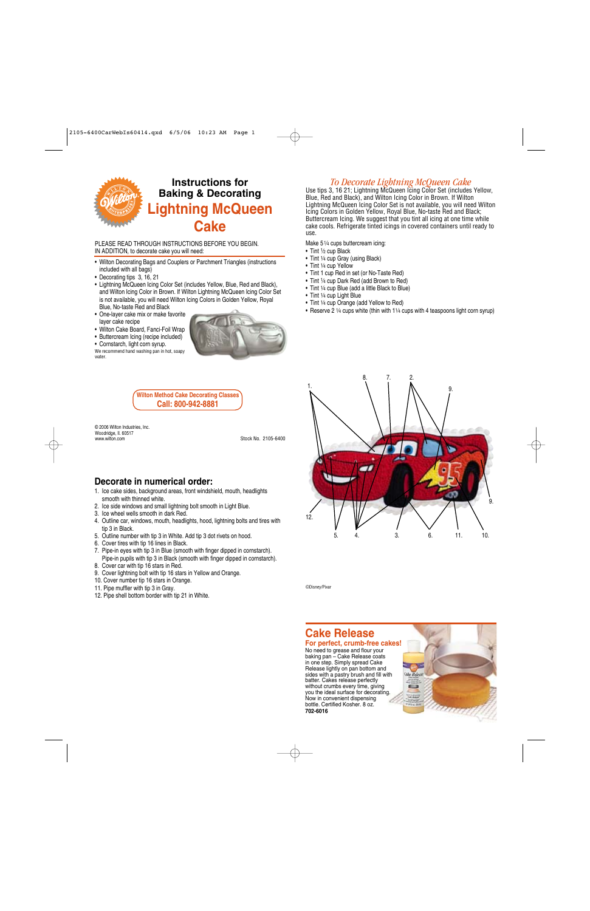# Instructions for Baking & Decorating Lightning McQueen Cake

PLEASE READ THROUGH INSTRUCTIONS BEFORE YOU BEGIN.
IN ADDITION, to decorate cake you will need:

- Wilton Decorating Bags and Couplers or Parchment Triangles (instructions included with all bags)
- Decorating tips 3, 16, 21
- Lightning McQueen Icing Color Set (includes Yellow, Blue, Red and Black), and Wilton Icing Color in Brown. If Wilton Lightning McQueen Icing Color Set is not available, you will need Wilton Icing Colors in Golden Yellow, Royal Blue, No-taste Red and Black
- One-layer cake mix or make favorite layer cake recipe
- Wilton Cake Board, Fanci-Foil Wrap
- Buttercream Icing (recipe included)
- Cornstarch, light corn syrup.

We recommend hand washing pan in hot, soapy water.

Wilton Method Cake Decorating Classes
**Call: 800-942-8881**

© 2006 Wilton Industries, Inc.
Woodridge, Il. 60517
www.wilton.com

Stock No. 2105-6400

## Decorate in numerical order:

1. Ice cake sides, background areas, front windshield, mouth, headlights smooth with thinned white.
2. Ice side windows and small lightning bolt smooth in Light Blue.
3. Ice wheel wells smooth in dark Red.
4. Outline car, windows, mouth, headlights, hood, lightning bolts and tires with tip 3 in Black.
5. Outline number with tip 3 in White. Add tip 3 dot rivets on hood.
6. Cover tires with tip 16 lines in Black.
7. Pipe-in eyes with tip 3 in Blue (smooth with finger dipped in cornstarch). Pipe-in pupils with tip 3 in Black (smooth with finger dipped in cornstarch).
8. Cover car with tip 16 stars in Red.
9. Cover lightning bolt with tip 16 stars in Yellow and Orange.
10. Cover number tip 16 stars in Orange.
11. Pipe muffler with tip 3 in Gray.
12. Pipe shell bottom border with tip 21 in White.

## *To Decorate Lightning McQueen Cake*

Use tips 3, 16 21; Lightning McQueen Icing Color Set (includes Yellow, Blue, Red and Black), and Wilton Icing Color in Brown. If Wilton Lightning McQueen Icing Color Set is not available, you will need Wilton Icing Colors in Golden Yellow, Royal Blue, No-taste Red and Black; Buttercream Icing. We suggest that you tint all icing at one time while cake cools. Refrigerate tinted icings in covered containers until ready to use.

Make 5 ¼ cups buttercream icing:

- Tint ½ cup Black
- Tint ¼ cup Gray (using Black)
- Tint ¼ cup Yellow
- Tint 1 cup Red in set (or No-Taste Red)
- Tint ¼ cup Dark Red (add Brown to Red)
- Tint ¼ cup Blue (add a little Black to Blue)
- Tint ¼ cup Light Blue
- Tint ¼ cup Orange (add Yellow to Red)
- Reserve 2 ¼ cups white (thin with 1¼ cups with 4 teaspoons light corn syrup)

©Disney/Pixar

## Cake Release

**For perfect, crumb-free cakes!**

No need to grease and flour your baking pan – Cake Release coats in one step. Simply spread Cake Release lightly on pan bottom and sides with a pastry brush and fill with batter. Cakes release perfectly without crumbs every time, giving you the ideal surface for decorating. Now in convenient dispensing bottle. Certified Kosher. 8 oz.
**702-6016**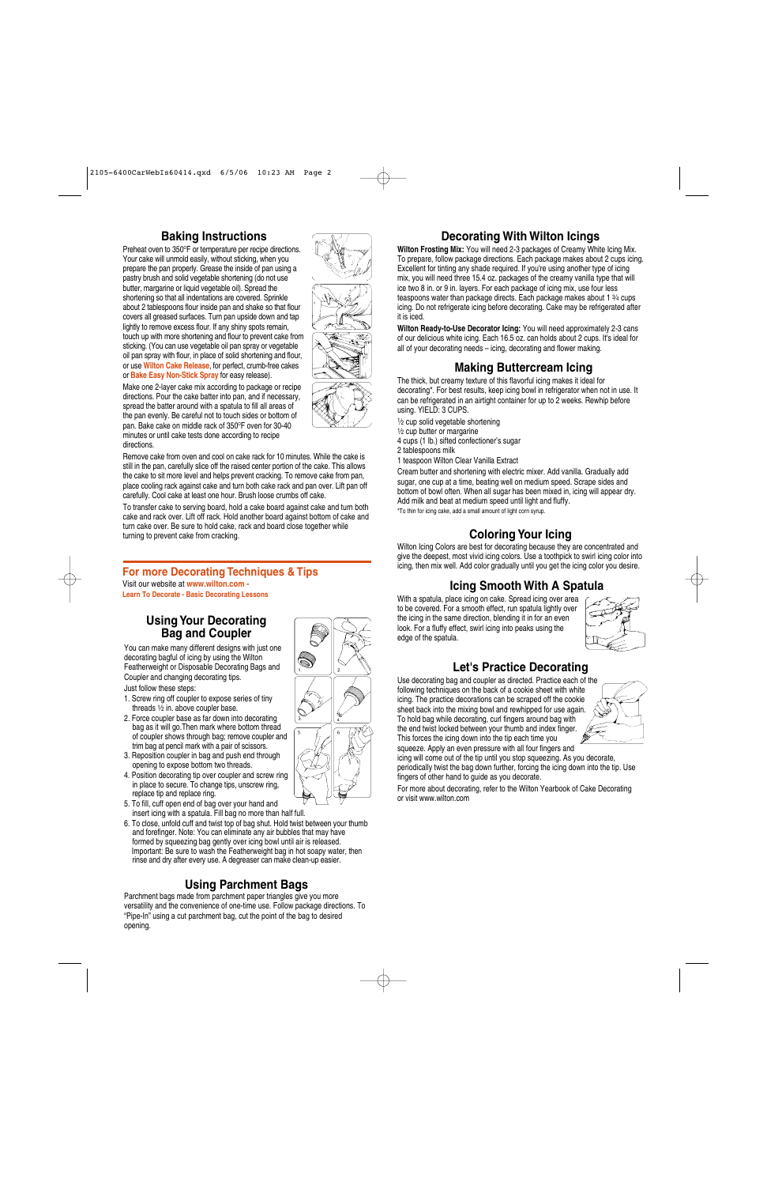## Baking Instructions

Preheat oven to 350°F or temperature per recipe directions. Your cake will unmold easily, without sticking, when you prepare the pan properly. Grease the inside of pan using a pastry brush and solid vegetable shortening (do not use butter, margarine or liquid vegetable oil). Spread the shortening so that all indentations are covered. Sprinkle about 2 tablespoons flour inside pan and shake so that flour covers all greased surfaces. Turn pan upside down and tap lightly to remove excess flour. If any shiny spots remain, touch up with more shortening and flour to prevent cake from sticking. (You can use vegetable oil pan spray or vegetable oil pan spray with flour, in place of solid shortening and flour, or use **Wilton Cake Release**, for perfect, crumb-free cakes or **Bake Easy Non-Stick Spray** for easy release).

Make one 2-layer cake mix according to package or recipe directions. Pour the cake batter into pan, and if necessary, spread the batter around with a spatula to fill all areas of the pan evenly. Be careful not to touch sides or bottom of pan. Bake cake on middle rack of 350°F oven for 30-40 minutes or until cake tests done according to recipe directions.

Remove cake from oven and cool on cake rack for 10 minutes. While the cake is still in the pan, carefully slice off the raised center portion of the cake. This allows the cake to sit more level and helps prevent cracking. To remove cake from pan, place cooling rack against cake and turn both cake rack and pan over. Lift pan off carefully. Cool cake at least one hour. Brush loose crumbs off cake.

To transfer cake to serving board, hold a cake board against cake and turn both cake and rack over. Lift off rack. Hold another board against bottom of cake and turn cake over. Be sure to hold cake, rack and board close together while turning to prevent cake from cracking.

## For more Decorating Techniques & Tips

Visit our website at **www.wilton.com - Learn To Decorate - Basic Decorating Lessons**

## Using Your Decorating Bag and Coupler

You can make many different designs with just one decorating bagful of icing by using the Wilton Featherweight or Disposable Decorating Bags and Coupler and changing decorating tips.

Just follow these steps:

1. Screw ring off coupler to expose series of tiny threads ½ in. above coupler base.
2. Force coupler base as far down into decorating bag as it will go.Then mark where bottom thread of coupler shows through bag; remove coupler and trim bag at pencil mark with a pair of scissors.
3. Reposition coupler in bag and push end through opening to expose bottom two threads.
4. Position decorating tip over coupler and screw ring in place to secure. To change tips, unscrew ring, replace tip and replace ring.
5. To fill, cuff open end of bag over your hand and insert icing with a spatula. Fill bag no more than half full.
6. To close, unfold cuff and twist top of bag shut. Hold twist between your thumb and forefinger. Note: You can eliminate any air bubbles that may have formed by squeezing bag gently over icing bowl until air is released. Important: Be sure to wash the Featherweight bag in hot soapy water, then rinse and dry after every use. A degreaser can make clean-up easier.

## Using Parchment Bags

Parchment bags made from parchment paper triangles give you more versatility and the convenience of one-time use. Follow package directions. To "Pipe-In" using a cut parchment bag, cut the point of the bag to desired opening.

## Decorating With Wilton Icings

**Wilton Frosting Mix:** You will need 2-3 packages of Creamy White Icing Mix. To prepare, follow package directions. Each package makes about 2 cups icing. Excellent for tinting any shade required. If you're using another type of icing mix, you will need three 15.4 oz. packages of the creamy vanilla type that will ice two 8 in. or 9 in. layers. For each package of icing mix, use four less teaspoons water than package directs. Each package makes about 1 ¾ cups icing. Do not refrigerate icing before decorating. Cake may be refrigerated after it is iced.

**Wilton Ready-to-Use Decorator Icing:** You will need approximately 2-3 cans of our delicious white icing. Each 16.5 oz. can holds about 2 cups. It's ideal for all of your decorating needs – icing, decorating and flower making.

## Making Buttercream Icing

The thick, but creamy texture of this flavorful icing makes it ideal for decorating*. For best results, keep icing bowl in refrigerator when not in use. It can be refrigerated in an airtight container for up to 2 weeks. Rewhip before using. YIELD: 3 CUPS.

½ cup solid vegetable shortening
½ cup butter or margarine
4 cups (1 lb.) sifted confectioner's sugar
2 tablespoons milk
1 teaspoon Wilton Clear Vanilla Extract

Cream butter and shortening with electric mixer. Add vanilla. Gradually add sugar, one cup at a time, beating well on medium speed. Scrape sides and bottom of bowl often. When all sugar has been mixed in, icing will appear dry. Add milk and beat at medium speed until light and fluffy.

*To thin for icing cake, add a small amount of light corn syrup.

## Coloring Your Icing

Wilton Icing Colors are best for decorating because they are concentrated and give the deepest, most vivid icing colors. Use a toothpick to swirl icing color into icing, then mix well. Add color gradually until you get the icing color you desire.

## Icing Smooth With A Spatula

With a spatula, place icing on cake. Spread icing over area to be covered. For a smooth effect, run spatula lightly over the icing in the same direction, blending it in for an even look. For a fluffy effect, swirl icing into peaks using the edge of the spatula.

## Let's Practice Decorating

Use decorating bag and coupler as directed. Practice each of the following techniques on the back of a cookie sheet with white icing. The practice decorations can be scraped off the cookie sheet back into the mixing bowl and rewhipped for use again. To hold bag while decorating, curl fingers around bag with the end twist locked between your thumb and index finger. This forces the icing down into the tip each time you squeeze. Apply an even pressure with all four fingers and icing will come out of the tip until you stop squeezing. As you decorate, periodically twist the bag down further, forcing the icing down into the tip. Use fingers of other hand to guide as you decorate.

For more about decorating, refer to the Wilton Yearbook of Cake Decorating or visit www.wilton.com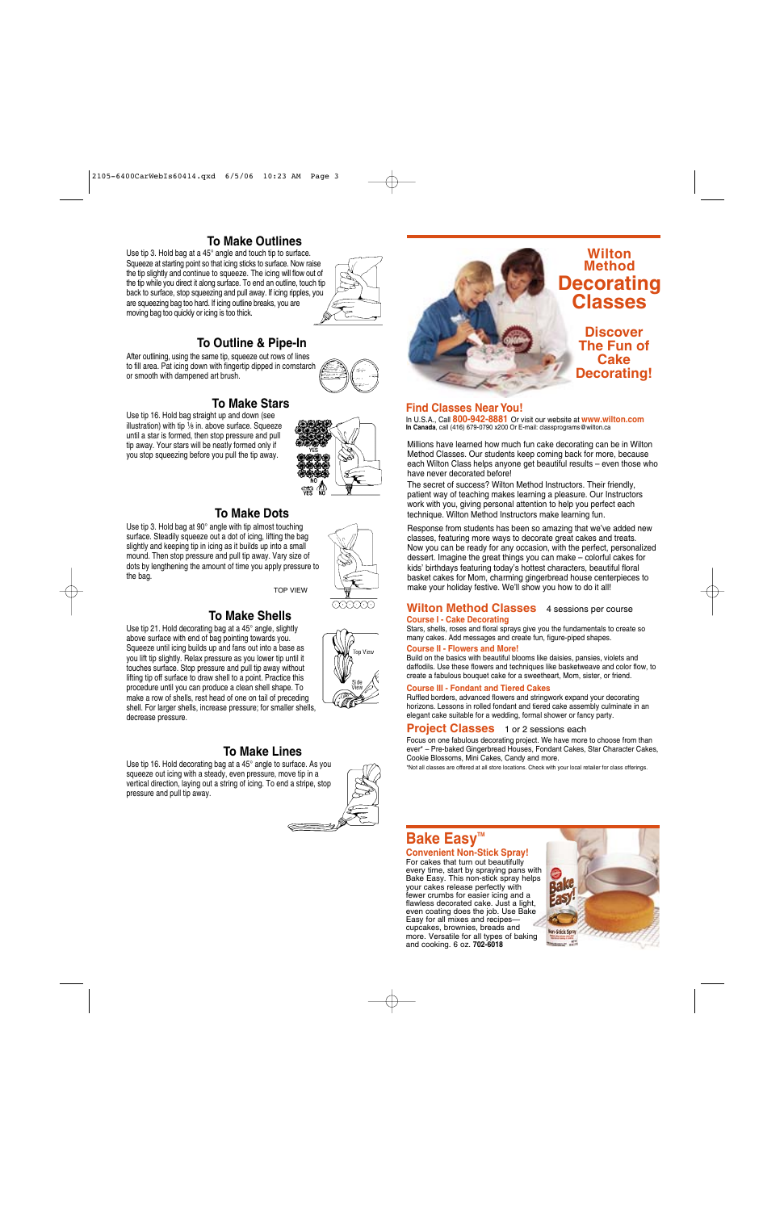## To Make Outlines

Use tip 3. Hold bag at a 45° angle and touch tip to surface. Squeeze at starting point so that icing sticks to surface. Now raise the tip slightly and continue to squeeze. The icing will flow out of the tip while you direct it along surface. To end an outline, touch tip back to surface, stop squeezing and pull away. If icing ripples, you are squeezing bag too hard. If icing outline breaks, you are moving bag too quickly or icing is too thick.

## To Outline & Pipe-In

After outlining, using the same tip, squeeze out rows of lines to fill area. Pat icing down with fingertip dipped in cornstarch or smooth with dampened art brush.

## To Make Stars

Use tip 16. Hold bag straight up and down (see illustration) with tip ⅛ in. above surface. Squeeze until a star is formed, then stop pressure and pull tip away. Your stars will be neatly formed only if you stop squeezing before you pull the tip away.

YES

NO

YES NO

## To Make Dots

Use tip 3. Hold bag at 90° angle with tip almost touching surface. Steadily squeeze out a dot of icing, lifting the bag slightly and keeping tip in icing as it builds up into a small mound. Then stop pressure and pull tip away. Vary size of dots by lengthening the amount of time you apply pressure to the bag.

TOP VIEW

## To Make Shells

Use tip 21. Hold decorating bag at a 45° angle, slightly above surface with end of bag pointing towards you. Squeeze until icing builds up and fans out into a base as you lift tip slightly. Relax pressure as you lower tip until it touches surface. Stop pressure and pull tip away without lifting tip off surface to draw shell to a point. Practice this procedure until you can produce a clean shell shape. To make a row of shells, rest head of one on tail of preceding shell. For larger shells, increase pressure; for smaller shells, decrease pressure.

Top View

Side View

## To Make Lines

Use tip 16. Hold decorating bag at a 45° angle to surface. As you squeeze out icing with a steady, even pressure, move tip in a vertical direction, laying out a string of icing. To end a stripe, stop pressure and pull tip away.

# Wilton Method Decorating Classes

## Discover The Fun of Cake Decorating!

### Find Classes Near You!

In U.S.A., Call **800-942-8881** Or visit our website at **www.wilton.com**
**In Canada**, call (416) 679-0790 x200 Or E-mail: classprograms@wilton.ca

Millions have learned how much fun cake decorating can be in Wilton Method Classes. Our students keep coming back for more, because each Wilton Class helps anyone get beautiful results – even those who have never decorated before!

The secret of success? Wilton Method Instructors. Their friendly, patient way of teaching makes learning a pleasure. Our Instructors work with you, giving personal attention to help you perfect each technique. Wilton Method Instructors make learning fun.

Response from students has been so amazing that we've added new classes, featuring more ways to decorate great cakes and treats. Now you can be ready for any occasion, with the perfect, personalized dessert. Imagine the great things you can make – colorful cakes for kids' birthdays featuring today's hottest characters, beautiful floral basket cakes for Mom, charming gingerbread house centerpieces to make your holiday festive. We'll show you how to do it all!

### Wilton Method Classes 4 sessions per course

**Course I - Cake Decorating**
Stars, shells, roses and floral sprays give you the fundamentals to create so many cakes. Add messages and create fun, figure-piped shapes.

**Course II - Flowers and More!**
Build on the basics with beautiful blooms like daisies, pansies, violets and daffodils. Use these flowers and techniques like basketweave and color flow, to create a fabulous bouquet cake for a sweetheart, Mom, sister, or friend.

**Course III - Fondant and Tiered Cakes**
Ruffled borders, advanced flowers and stringwork expand your decorating horizons. Lessons in rolled fondant and tiered cake assembly culminate in an elegant cake suitable for a wedding, formal shower or fancy party.

### Project Classes 1 or 2 sessions each

Focus on one fabulous decorating project. We have more to choose from than ever* – Pre-baked Gingerbread Houses, Fondant Cakes, Star Character Cakes, Cookie Blossoms, Mini Cakes, Candy and more.

*Not all classes are offered at all store locations. Check with your local retailer for class offerings.

## Bake Easy™

### Convenient Non-Stick Spray!

For cakes that turn out beautifully every time, start by spraying pans with Bake Easy. This non-stick spray helps your cakes release perfectly with fewer crumbs for easier icing and a flawless decorated cake. Just a light, even coating does the job. Use Bake Easy for all mixes and recipes—cupcakes, brownies, breads and more. Versatile for all types of baking and cooking. 6 oz. **702-6018**